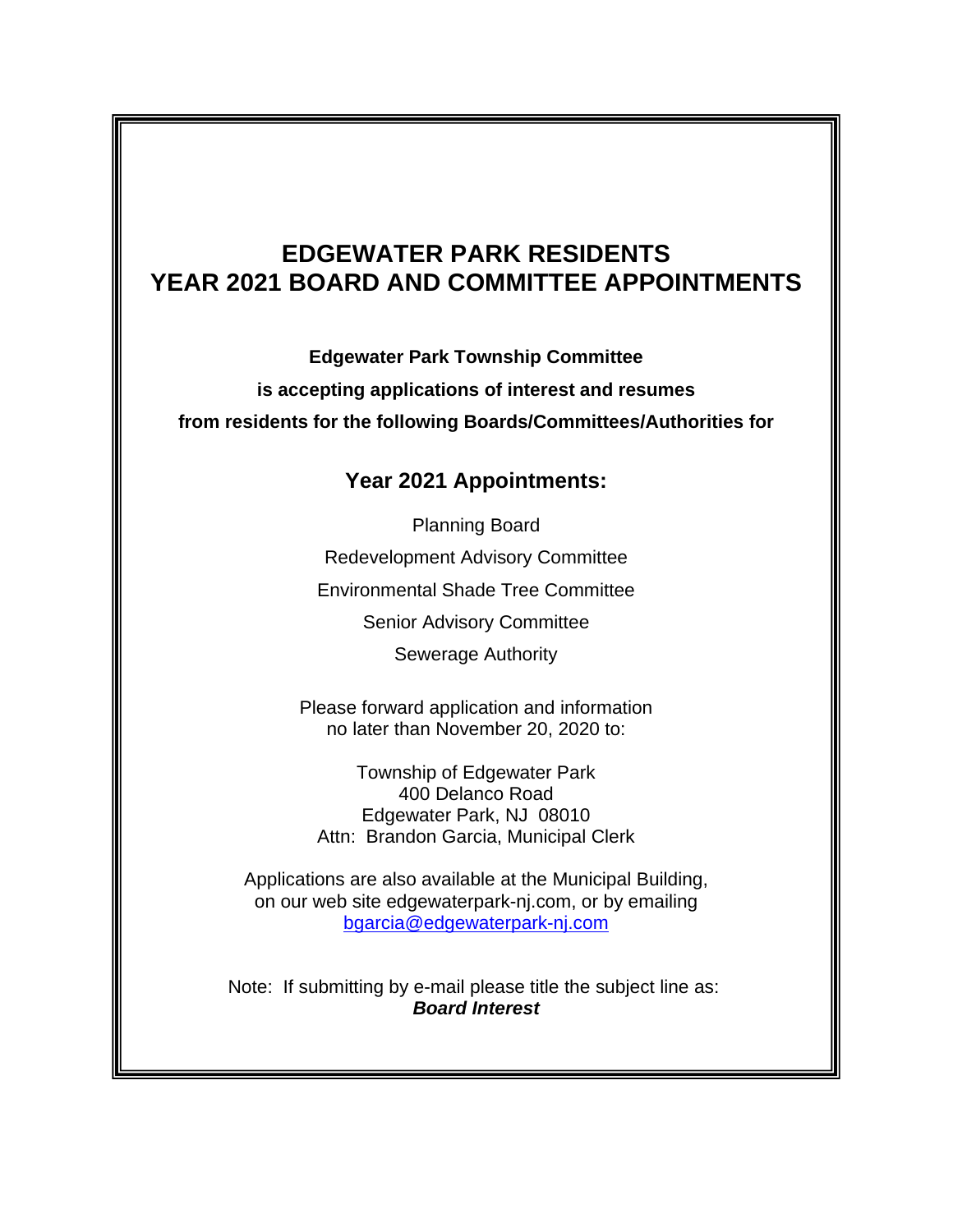# EDGEWATER PARK RESIDENTS
# YEAR 2021 BOARD AND COMMITTEE APPOINTMENTS

**Edgewater Park Township Committee**

**is accepting applications of interest and resumes**

**from residents for the following Boards/Committees/Authorities for**

## Year 2021 Appointments:

Planning Board

Redevelopment Advisory Committee

Environmental Shade Tree Committee

Senior Advisory Committee

Sewerage Authority

Please forward application and information
no later than November 20, 2020 to:

Township of Edgewater Park
400 Delanco Road
Edgewater Park, NJ 08010
Attn: Brandon Garcia, Municipal Clerk

Applications are also available at the Municipal Building,
on our web site edgewaterpark-nj.com, or by emailing
bgarcia@edgewaterpark-nj.com

Note: If submitting by e-mail please title the subject line as:
***Board Interest***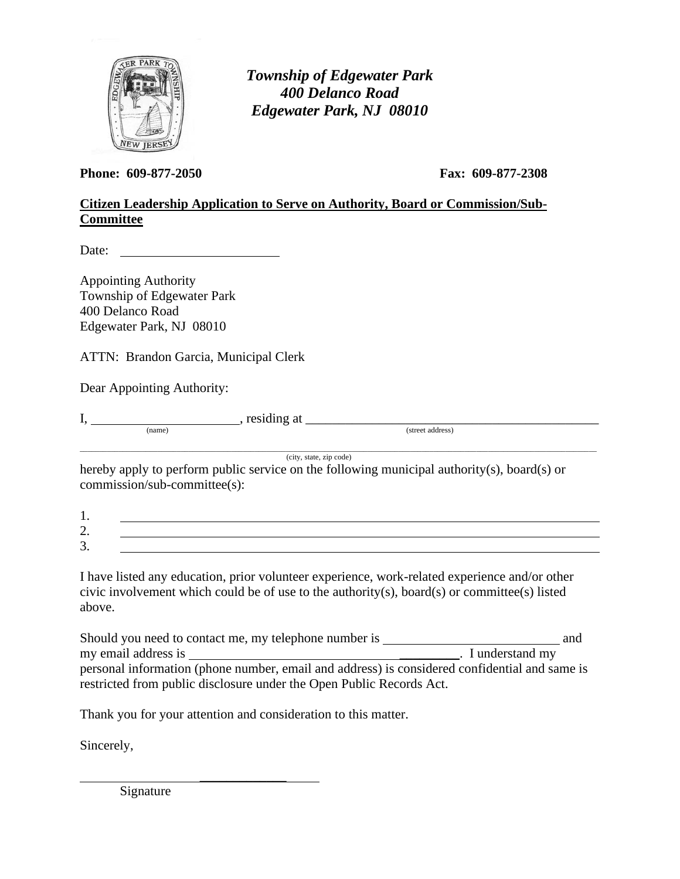***Township of Edgewater Park***
***400 Delanco Road***
***Edgewater Park, NJ 08010***

**Phone: 609-877-2050** **Fax: 609-877-2308**

**<u>Citizen Leadership Application to Serve on Authority, Board or Commission/Sub-Committee</u>**

Date: ________________________

Appointing Authority
Township of Edgewater Park
400 Delanco Road
Edgewater Park, NJ 08010

ATTN: Brandon Garcia, Municipal Clerk

Dear Appointing Authority:

I, ______________________, residing at ______________________________________________
(name) (street address)

_____________________________________________________________________________________
(city, state, zip code)

hereby apply to perform public service on the following municipal authority(s), board(s) or commission/sub-committee(s):

1. ____________________________________________________________________
2. ____________________________________________________________________
3. ____________________________________________________________________

I have listed any education, prior volunteer experience, work-related experience and/or other civic involvement which could be of use to the authority(s), board(s) or committee(s) listed above.

Should you need to contact me, my telephone number is __________________________ and my email address is ___________________________________________. I understand my personal information (phone number, email and address) is considered confidential and same is restricted from public disclosure under the Open Public Records Act.

Thank you for your attention and consideration to this matter.

Sincerely,

______________________________
Signature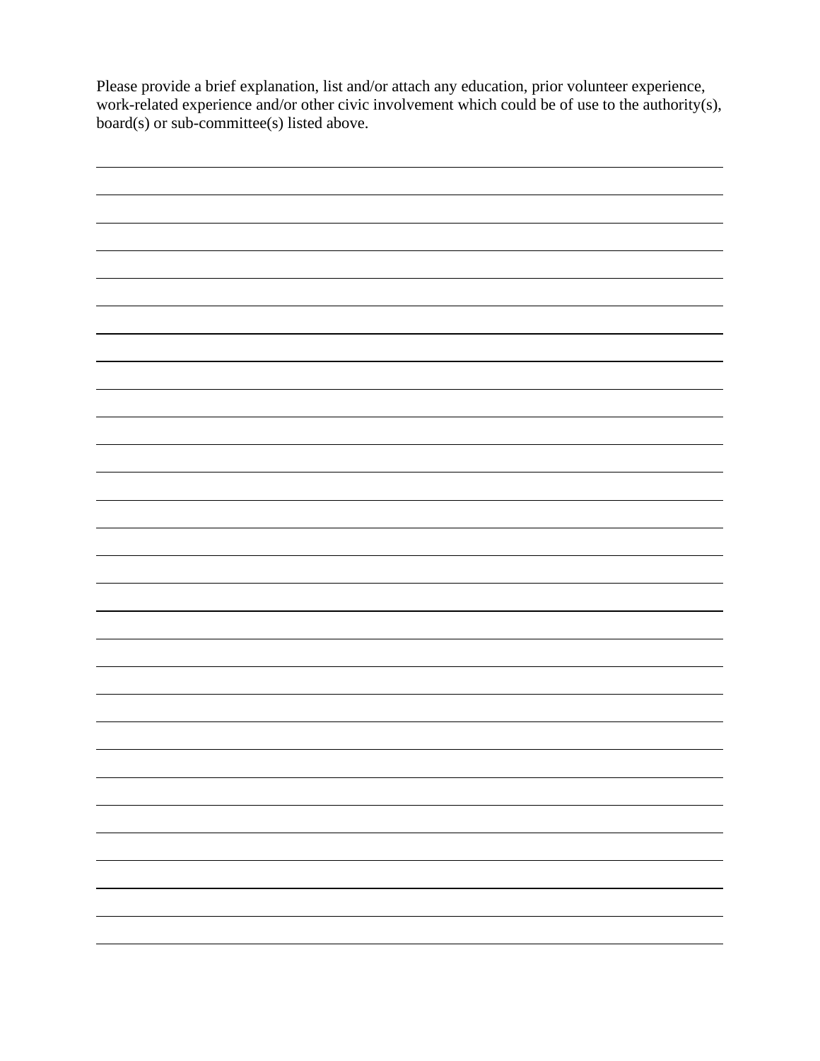Please provide a brief explanation, list and/or attach any education, prior volunteer experience, work-related experience and/or other civic involvement which could be of use to the authority(s), board(s) or sub-committee(s) listed above.